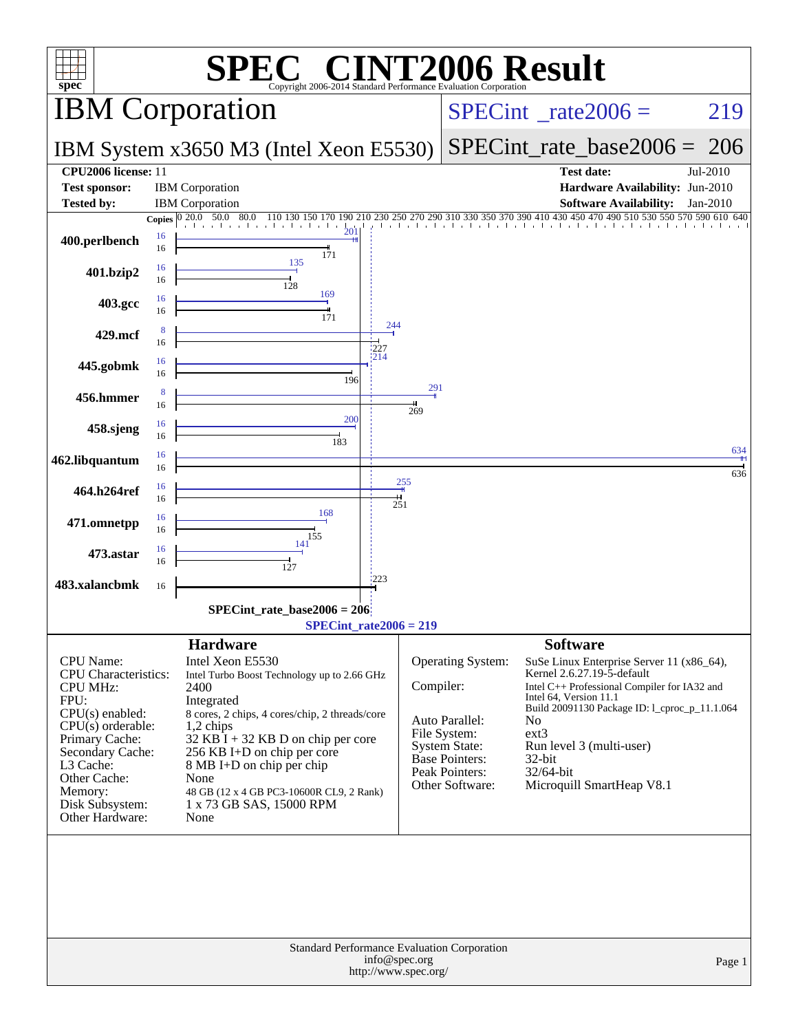# SPEC CINT2006 Result

Copyright 2006-2014 Standard Performance Evaluation Corporation

## IBM Corporation

**IBM System x3650 M3 (Intel Xeon E5530)**

SPECint_rate2006 = 219

SPECint_rate_base2006 = 206

| | | | |
|---|---|---|---|
| **CPU2006 license:** | 11 | **Test date:** | Jul-2010 |
| **Test sponsor:** | IBM Corporation | **Hardware Availability:** | Jun-2010 |
| **Tested by:** | IBM Corporation | **Software Availability:** | Jan-2010 |

| Benchmark | Copies (peak) | Peak | Copies (base) | Base |
|---|---|---|---|---|
| 400.perlbench | 16 | 201 | 16 | 171 |
| 401.bzip2 | 16 | 135 | 16 | 128 |
| 403.gcc | 16 | 169 | 16 | 171 |
| 429.mcf | 8 | 244 | 16 | 227 |
| 445.gobmk | 16 | 214 | 16 | 196 |
| 456.hmmer | 8 | 291 | 16 | 269 |
| 458.sjeng | 16 | 200 | 16 | 183 |
| 462.libquantum | 16 | 634 | 16 | 636 |
| 464.h264ref | 16 | 255 | 16 | 251 |
| 471.omnetpp | 16 | 168 | 16 | 155 |
| 473.astar | 16 | 141 | 16 | 127 |
| 483.xalancbmk | 16 | 223 | 16 | 223 |

SPECint_rate_base2006 = 206

SPECint_rate2006 = 219

## Hardware

| | |
|---|---|
| CPU Name: | Intel Xeon E5530 |
| CPU Characteristics: | Intel Turbo Boost Technology up to 2.66 GHz |
| CPU MHz: | 2400 |
| FPU: | Integrated |
| CPU(s) enabled: | 8 cores, 2 chips, 4 cores/chip, 2 threads/core |
| CPU(s) orderable: | 1,2 chips |
| Primary Cache: | 32 KB I + 32 KB D on chip per core |
| Secondary Cache: | 256 KB I+D on chip per core |
| L3 Cache: | 8 MB I+D on chip per chip |
| Other Cache: | None |
| Memory: | 48 GB (12 x 4 GB PC3-10600R CL9, 2 Rank) |
| Disk Subsystem: | 1 x 73 GB SAS, 15000 RPM |
| Other Hardware: | None |

## Software

| | |
|---|---|
| Operating System: | SuSe Linux Enterprise Server 11 (x86_64), Kernel 2.6.27.19-5-default |
| Compiler: | Intel C++ Professional Compiler for IA32 and Intel 64, Version 11.1 Build 20091130 Package ID: l_cproc_p_11.1.064 |
| Auto Parallel: | No |
| File System: | ext3 |
| System State: | Run level 3 (multi-user) |
| Base Pointers: | 32-bit |
| Peak Pointers: | 32/64-bit |
| Other Software: | Microquill SmartHeap V8.1 |

Standard Performance Evaluation Corporation
info@spec.org
http://www.spec.org/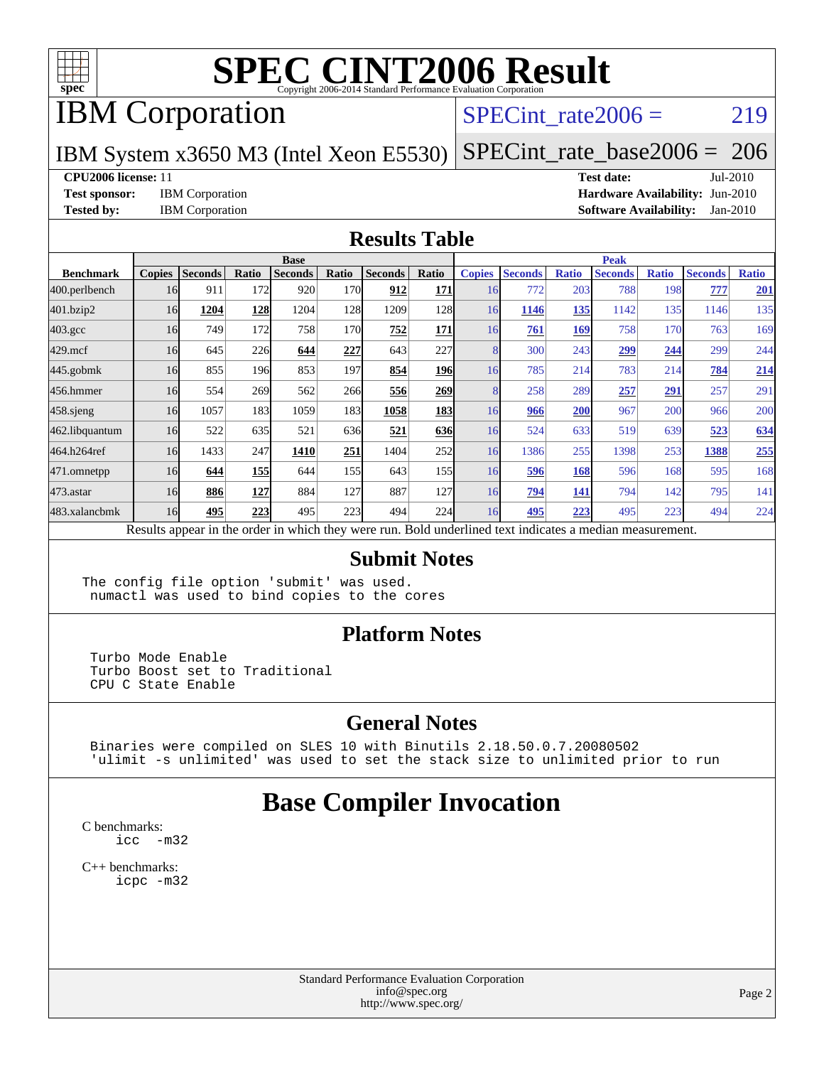# SPEC CINT2006 Result

Copyright 2006-2014 Standard Performance Evaluation Corporation

## IBM Corporation

**SPECint_rate2006 = 219**

IBM System x3650 M3 (Intel Xeon E5530)

**SPECint_rate_base2006 = 206**

**CPU2006 license:** 11
**Test sponsor:** IBM Corporation
**Tested by:** IBM Corporation

**Test date:** Jul-2010
**Hardware Availability:** Jun-2010
**Software Availability:** Jan-2010

## Results Table

| Benchmark | Base | | | | | | | Peak | | | | | | |
|---|---|---|---|---|---|---|---|---|---|---|---|---|---|---|
| | Copies | Seconds | Ratio | Seconds | Ratio | Seconds | Ratio | Copies | Seconds | Ratio | Seconds | Ratio | Seconds | Ratio |
| 400.perlbench | 16 | 911 | 172 | 920 | 170 | **912** | **171** | 16 | 772 | 203 | 788 | 198 | **777** | **201** |
| 401.bzip2 | 16 | **1204** | **128** | 1204 | 128 | 1209 | 128 | 16 | **1146** | **135** | 1142 | 135 | 1146 | 135 |
| 403.gcc | 16 | 749 | 172 | 758 | 170 | **752** | **171** | 16 | **761** | **169** | 758 | 170 | 763 | 169 |
| 429.mcf | 16 | 645 | 226 | **644** | **227** | 643 | 227 | 8 | 300 | 243 | **299** | **244** | 299 | 244 |
| 445.gobmk | 16 | 855 | 196 | 853 | 197 | **854** | **196** | 16 | 785 | 214 | 783 | 214 | **784** | **214** |
| 456.hmmer | 16 | 554 | 269 | 562 | 266 | **556** | **269** | 8 | 258 | 289 | **257** | **291** | 257 | 291 |
| 458.sjeng | 16 | 1057 | 183 | 1059 | 183 | **1058** | **183** | 16 | **966** | **200** | 967 | 200 | 966 | 200 |
| 462.libquantum | 16 | 522 | 635 | 521 | 636 | **521** | **636** | 16 | 524 | 633 | 519 | 639 | **523** | **634** |
| 464.h264ref | 16 | 1433 | 247 | **1410** | **251** | 1404 | 252 | 16 | 1386 | 255 | 1398 | 253 | **1388** | **255** |
| 471.omnetpp | 16 | **644** | **155** | 644 | 155 | 643 | 155 | 16 | **596** | **168** | 596 | 168 | 595 | 168 |
| 473.astar | 16 | **886** | **127** | 884 | 127 | 887 | 127 | 16 | **794** | **141** | 794 | 142 | 795 | 141 |
| 483.xalancbmk | 16 | **495** | **223** | 495 | 223 | 494 | 224 | 16 | **495** | **223** | 495 | 223 | 494 | 224 |

Results appear in the order in which they were run. Bold underlined text indicates a median measurement.

## Submit Notes

```
The config file option 'submit' was used.
 numactl was used to bind copies to the cores
```

## Platform Notes

```
Turbo Mode Enable
Turbo Boost set to Traditional
CPU C State Enable
```

## General Notes

```
Binaries were compiled on SLES 10 with Binutils 2.18.50.0.7.20080502
'ulimit -s unlimited' was used to set the stack size to unlimited prior to run
```

# Base Compiler Invocation

C benchmarks:
```
icc  -m32
```

C++ benchmarks:
```
icpc -m32
```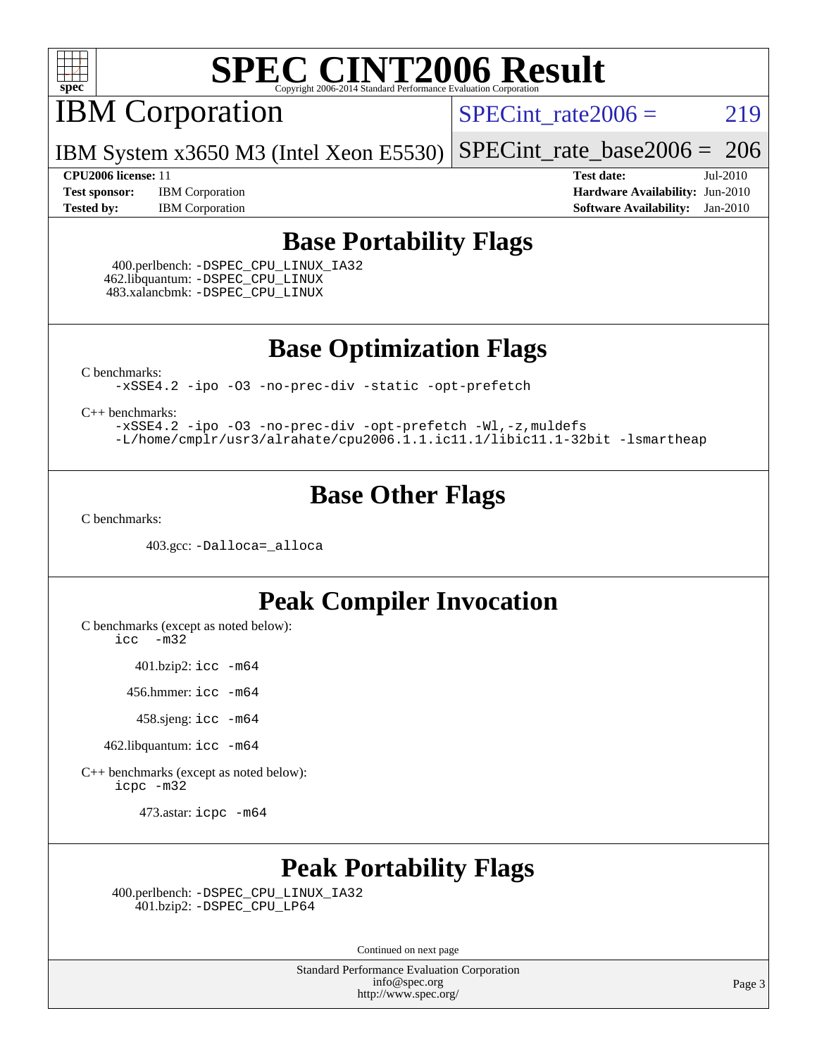# SPEC CINT2006 Result

Copyright 2006-2014 Standard Performance Evaluation Corporation

## IBM Corporation

IBM System x3650 M3 (Intel Xeon E5530)

SPECint_rate2006 = 219

SPECint_rate_base2006 = 206

**CPU2006 license:** 11
**Test sponsor:** IBM Corporation
**Tested by:** IBM Corporation

**Test date:** Jul-2010
**Hardware Availability:** Jun-2010
**Software Availability:** Jan-2010

## Base Portability Flags

400.perlbench: -DSPEC_CPU_LINUX_IA32
462.libquantum: -DSPEC_CPU_LINUX
483.xalancbmk: -DSPEC_CPU_LINUX

## Base Optimization Flags

C benchmarks:
-xSSE4.2 -ipo -O3 -no-prec-div -static -opt-prefetch

C++ benchmarks:
-xSSE4.2 -ipo -O3 -no-prec-div -opt-prefetch -Wl,-z,muldefs
-L/home/cmplr/usr3/alrahate/cpu2006.1.1.ic11.1/libic11.1-32bit -lsmartheap

## Base Other Flags

C benchmarks:

403.gcc: -Dalloca=_alloca

## Peak Compiler Invocation

C benchmarks (except as noted below):
icc -m32

401.bzip2: icc -m64

456.hmmer: icc -m64

458.sjeng: icc -m64

462.libquantum: icc -m64

C++ benchmarks (except as noted below):
icpc -m32

473.astar: icpc -m64

## Peak Portability Flags

400.perlbench: -DSPEC_CPU_LINUX_IA32
401.bzip2: -DSPEC_CPU_LP64

Continued on next page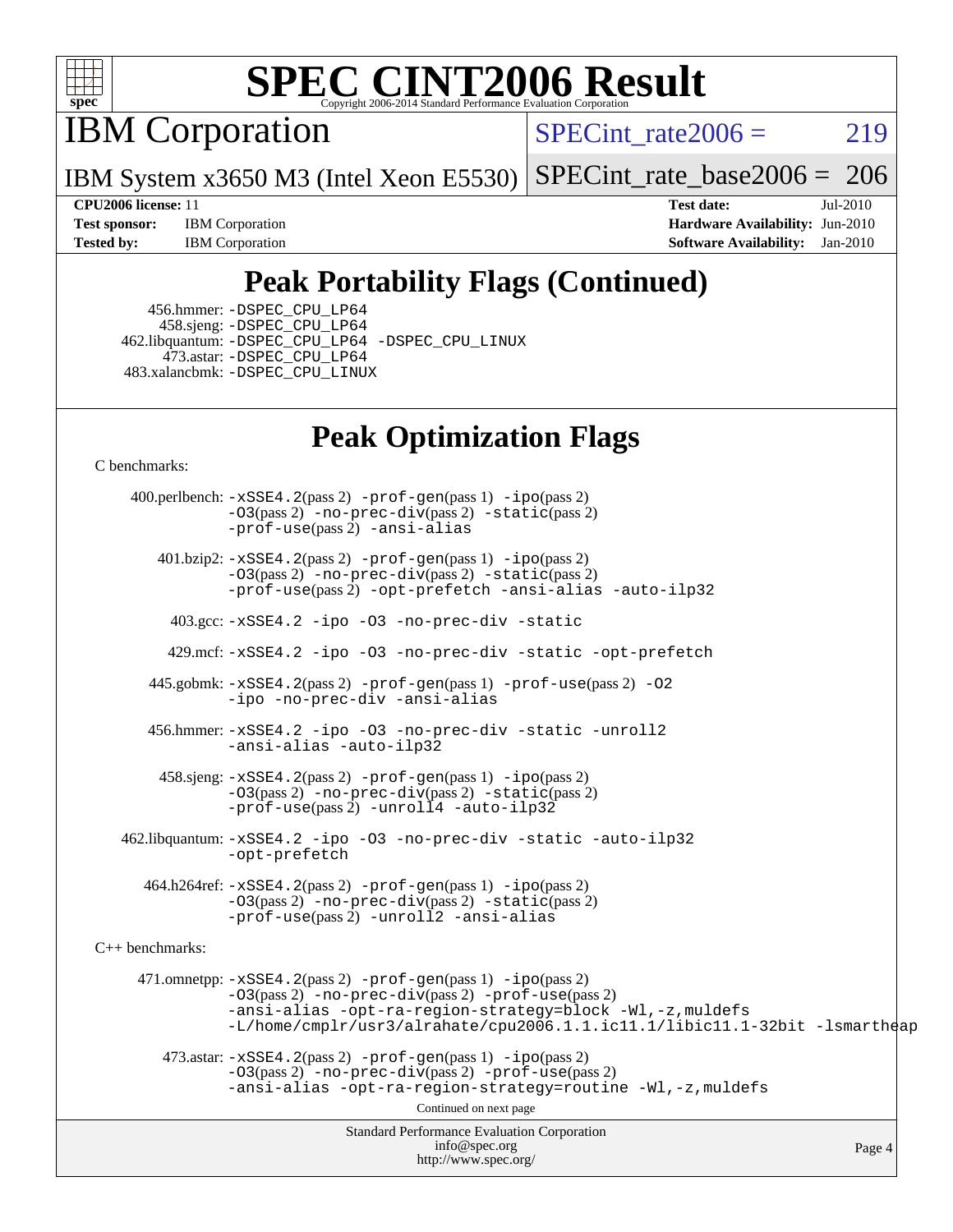# SPEC CINT2006 Result

IBM Corporation

IBM System x3650 M3 (Intel Xeon E5530)

SPECint_rate2006 = 219

SPECint_rate_base2006 = 206

**CPU2006 license:** 11
**Test sponsor:** IBM Corporation
**Tested by:** IBM Corporation

**Test date:** Jul-2010
**Hardware Availability:** Jun-2010
**Software Availability:** Jan-2010

## Peak Portability Flags (Continued)

456.hmmer: -DSPEC_CPU_LP64
458.sjeng: -DSPEC_CPU_LP64
462.libquantum: -DSPEC_CPU_LP64 -DSPEC_CPU_LINUX
473.astar: -DSPEC_CPU_LP64
483.xalancbmk: -DSPEC_CPU_LINUX

## Peak Optimization Flags

C benchmarks:

400.perlbench: -xSSE4.2(pass 2) -prof-gen(pass 1) -ipo(pass 2) -O3(pass 2) -no-prec-div(pass 2) -static(pass 2) -prof-use(pass 2) -ansi-alias

401.bzip2: -xSSE4.2(pass 2) -prof-gen(pass 1) -ipo(pass 2) -O3(pass 2) -no-prec-div(pass 2) -static(pass 2) -prof-use(pass 2) -opt-prefetch -ansi-alias -auto-ilp32

403.gcc: -xSSE4.2 -ipo -O3 -no-prec-div -static

429.mcf: -xSSE4.2 -ipo -O3 -no-prec-div -static -opt-prefetch

445.gobmk: -xSSE4.2(pass 2) -prof-gen(pass 1) -prof-use(pass 2) -O2 -ipo -no-prec-div -ansi-alias

456.hmmer: -xSSE4.2 -ipo -O3 -no-prec-div -static -unroll2 -ansi-alias -auto-ilp32

458.sjeng: -xSSE4.2(pass 2) -prof-gen(pass 1) -ipo(pass 2) -O3(pass 2) -no-prec-div(pass 2) -static(pass 2) -prof-use(pass 2) -unroll4 -auto-ilp32

462.libquantum: -xSSE4.2 -ipo -O3 -no-prec-div -static -auto-ilp32 -opt-prefetch

464.h264ref: -xSSE4.2(pass 2) -prof-gen(pass 1) -ipo(pass 2) -O3(pass 2) -no-prec-div(pass 2) -static(pass 2) -prof-use(pass 2) -unroll2 -ansi-alias

C++ benchmarks:

471.omnetpp: -xSSE4.2(pass 2) -prof-gen(pass 1) -ipo(pass 2) -O3(pass 2) -no-prec-div(pass 2) -prof-use(pass 2) -ansi-alias -opt-ra-region-strategy=block -Wl,-z,muldefs -L/home/cmplr/usr3/alrahate/cpu2006.1.1.ic11.1/libic11.1-32bit -lsmartheap

473.astar: -xSSE4.2(pass 2) -prof-gen(pass 1) -ipo(pass 2) -O3(pass 2) -no-prec-div(pass 2) -prof-use(pass 2) -ansi-alias -opt-ra-region-strategy=routine -Wl,-z,muldefs

Continued on next page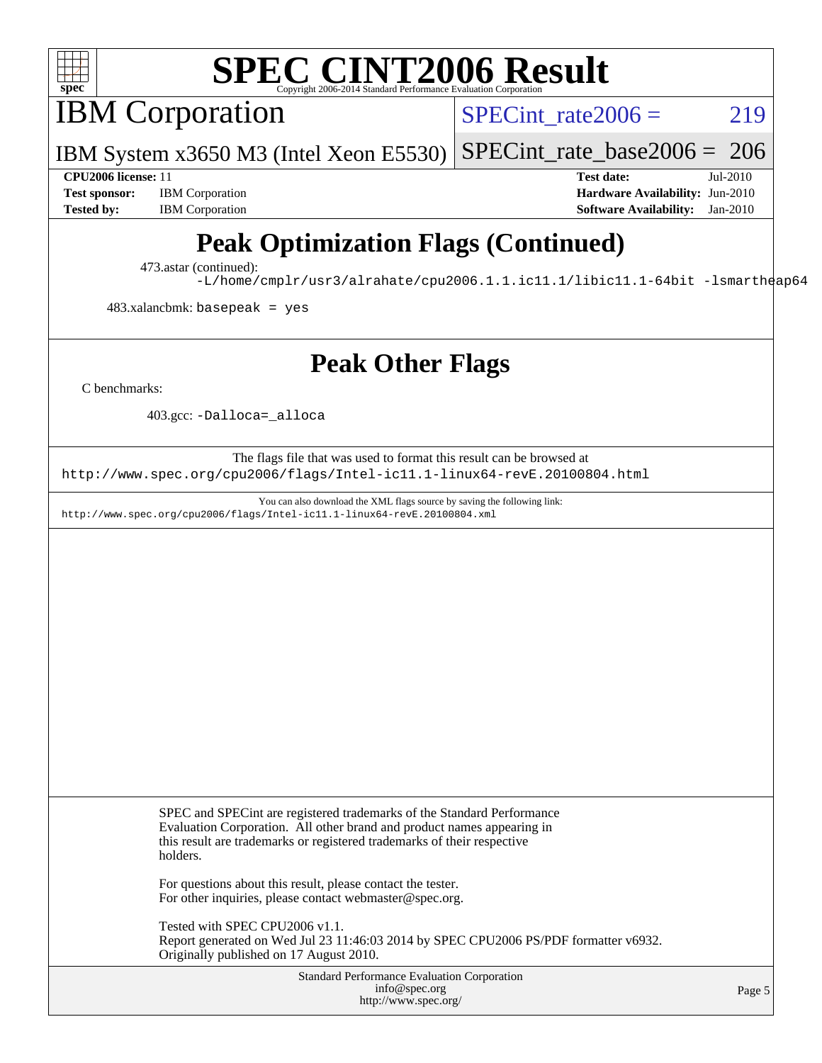# SPEC CINT2006 Result

Copyright 2006-2014 Standard Performance Evaluation Corporation

## IBM Corporation

IBM System x3650 M3 (Intel Xeon E5530)

SPECint_rate2006 = 219

SPECint_rate_base2006 = 206

**CPU2006 license:** 11
**Test sponsor:** IBM Corporation
**Tested by:** IBM Corporation

**Test date:** Jul-2010
**Hardware Availability:** Jun-2010
**Software Availability:** Jan-2010

## Peak Optimization Flags (Continued)

473.astar (continued):
`-L/home/cmplr/usr3/alrahate/cpu2006.1.1.ic11.1/libic11.1-64bit -lsmartheap64`

483.xalancbmk: `basepeak = yes`

## Peak Other Flags

C benchmarks:

403.gcc: `-Dalloca=_alloca`

The flags file that was used to format this result can be browsed at
http://www.spec.org/cpu2006/flags/Intel-ic11.1-linux64-revE.20100804.html

You can also download the XML flags source by saving the following link:
http://www.spec.org/cpu2006/flags/Intel-ic11.1-linux64-revE.20100804.xml

SPEC and SPECint are registered trademarks of the Standard Performance Evaluation Corporation. All other brand and product names appearing in this result are trademarks or registered trademarks of their respective holders.

For questions about this result, please contact the tester.
For other inquiries, please contact webmaster@spec.org.

Tested with SPEC CPU2006 v1.1.
Report generated on Wed Jul 23 11:46:03 2014 by SPEC CPU2006 PS/PDF formatter v6932.
Originally published on 17 August 2010.

Standard Performance Evaluation Corporation
info@spec.org
http://www.spec.org/